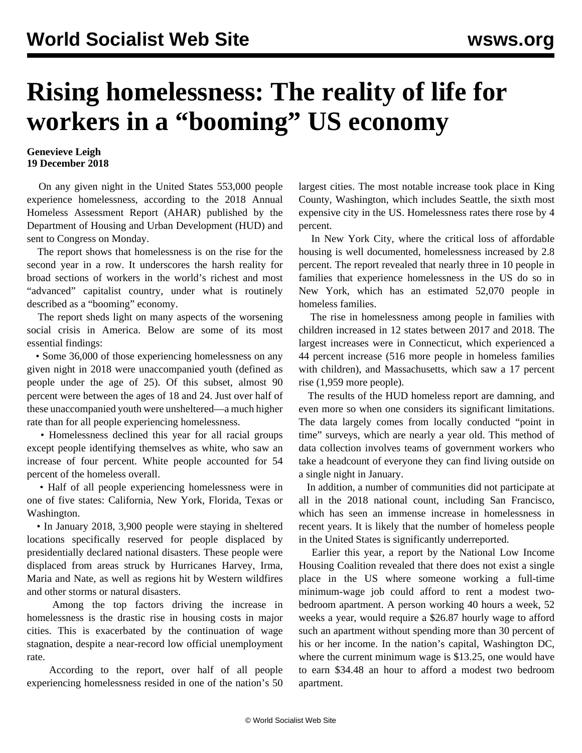# Rising homelessness: The reality of life for workers in a "booming" US economy

**Genevieve Leigh**
**19 December 2018**

On any given night in the United States 553,000 people experience homelessness, according to the 2018 Annual Homeless Assessment Report (AHAR) published by the Department of Housing and Urban Development (HUD) and sent to Congress on Monday.

The report shows that homelessness is on the rise for the second year in a row. It underscores the harsh reality for broad sections of workers in the world's richest and most "advanced" capitalist country, under what is routinely described as a "booming" economy.

The report sheds light on many aspects of the worsening social crisis in America. Below are some of its most essential findings:

• Some 36,000 of those experiencing homelessness on any given night in 2018 were unaccompanied youth (defined as people under the age of 25). Of this subset, almost 90 percent were between the ages of 18 and 24. Just over half of these unaccompanied youth were unsheltered—a much higher rate than for all people experiencing homelessness.

• Homelessness declined this year for all racial groups except people identifying themselves as white, who saw an increase of four percent. White people accounted for 54 percent of the homeless overall.

• Half of all people experiencing homelessness were in one of five states: California, New York, Florida, Texas or Washington.

• In January 2018, 3,900 people were staying in sheltered locations specifically reserved for people displaced by presidentially declared national disasters. These people were displaced from areas struck by Hurricanes Harvey, Irma, Maria and Nate, as well as regions hit by Western wildfires and other storms or natural disasters.

Among the top factors driving the increase in homelessness is the drastic rise in housing costs in major cities. This is exacerbated by the continuation of wage stagnation, despite a near-record low official unemployment rate.

According to the report, over half of all people experiencing homelessness resided in one of the nation's 50 largest cities. The most notable increase took place in King County, Washington, which includes Seattle, the sixth most expensive city in the US. Homelessness rates there rose by 4 percent.

In New York City, where the critical loss of affordable housing is well documented, homelessness increased by 2.8 percent. The report revealed that nearly three in 10 people in families that experience homelessness in the US do so in New York, which has an estimated 52,070 people in homeless families.

The rise in homelessness among people in families with children increased in 12 states between 2017 and 2018. The largest increases were in Connecticut, which experienced a 44 percent increase (516 more people in homeless families with children), and Massachusetts, which saw a 17 percent rise (1,959 more people).

The results of the HUD homeless report are damning, and even more so when one considers its significant limitations. The data largely comes from locally conducted "point in time" surveys, which are nearly a year old. This method of data collection involves teams of government workers who take a headcount of everyone they can find living outside on a single night in January.

In addition, a number of communities did not participate at all in the 2018 national count, including San Francisco, which has seen an immense increase in homelessness in recent years. It is likely that the number of homeless people in the United States is significantly underreported.

Earlier this year, a report by the National Low Income Housing Coalition revealed that there does not exist a single place in the US where someone working a full-time minimum-wage job could afford to rent a modest two-bedroom apartment. A person working 40 hours a week, 52 weeks a year, would require a $26.87 hourly wage to afford such an apartment without spending more than 30 percent of his or her income. In the nation's capital, Washington DC, where the current minimum wage is $13.25, one would have to earn $34.48 an hour to afford a modest two bedroom apartment.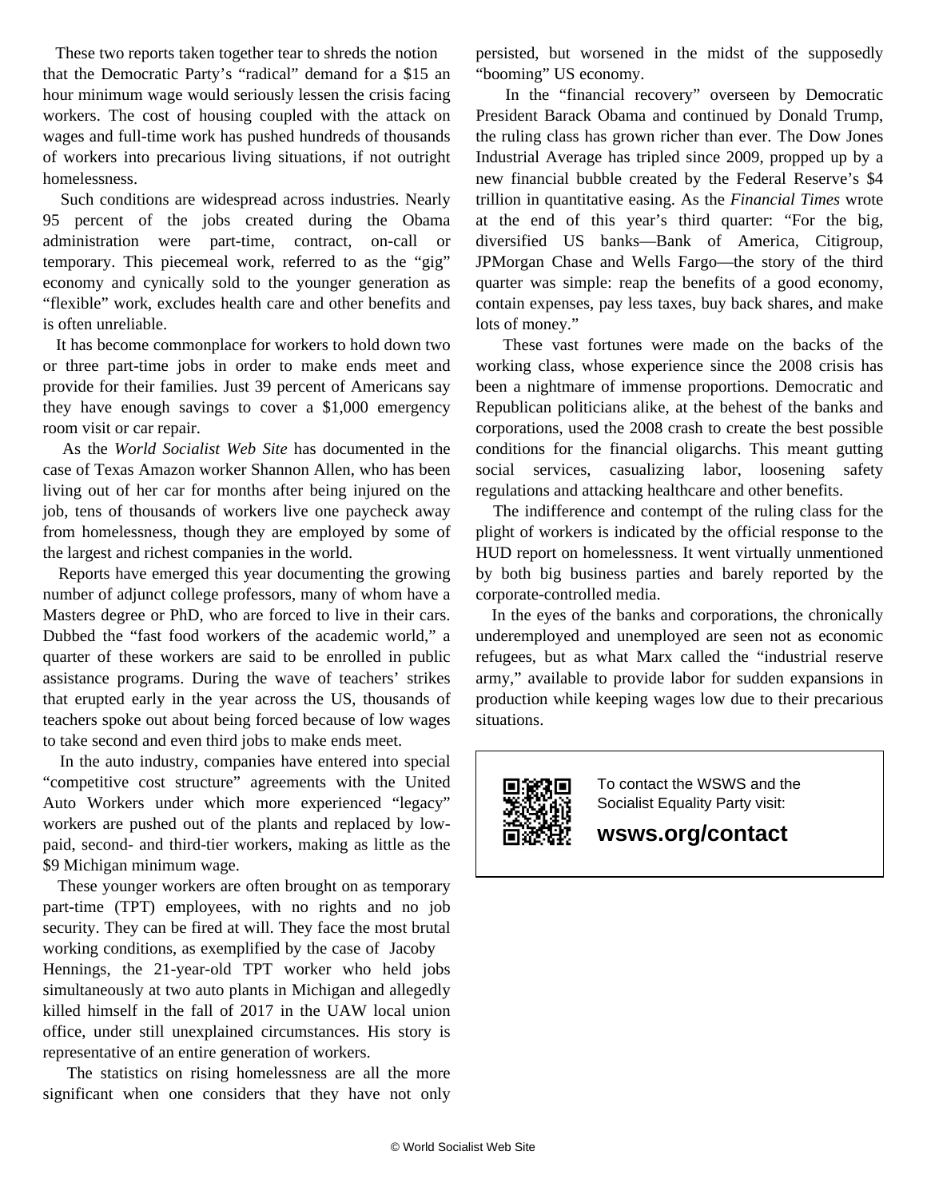These two reports taken together tear to shreds the notion that the Democratic Party's "radical" demand for a $15 an hour minimum wage would seriously lessen the crisis facing workers. The cost of housing coupled with the attack on wages and full-time work has pushed hundreds of thousands of workers into precarious living situations, if not outright homelessness.

Such conditions are widespread across industries. Nearly 95 percent of the jobs created during the Obama administration were part-time, contract, on-call or temporary. This piecemeal work, referred to as the "gig" economy and cynically sold to the younger generation as "flexible" work, excludes health care and other benefits and is often unreliable.

It has become commonplace for workers to hold down two or three part-time jobs in order to make ends meet and provide for their families. Just 39 percent of Americans say they have enough savings to cover a $1,000 emergency room visit or car repair.

As the *World Socialist Web Site* has documented in the case of Texas Amazon worker Shannon Allen, who has been living out of her car for months after being injured on the job, tens of thousands of workers live one paycheck away from homelessness, though they are employed by some of the largest and richest companies in the world.

Reports have emerged this year documenting the growing number of adjunct college professors, many of whom have a Masters degree or PhD, who are forced to live in their cars. Dubbed the "fast food workers of the academic world," a quarter of these workers are said to be enrolled in public assistance programs. During the wave of teachers' strikes that erupted early in the year across the US, thousands of teachers spoke out about being forced because of low wages to take second and even third jobs to make ends meet.

In the auto industry, companies have entered into special "competitive cost structure" agreements with the United Auto Workers under which more experienced "legacy" workers are pushed out of the plants and replaced by low-paid, second- and third-tier workers, making as little as the $9 Michigan minimum wage.

These younger workers are often brought on as temporary part-time (TPT) employees, with no rights and no job security. They can be fired at will. They face the most brutal working conditions, as exemplified by the case of Jacoby Hennings, the 21-year-old TPT worker who held jobs simultaneously at two auto plants in Michigan and allegedly killed himself in the fall of 2017 in the UAW local union office, under still unexplained circumstances. His story is representative of an entire generation of workers.

The statistics on rising homelessness are all the more significant when one considers that they have not only persisted, but worsened in the midst of the supposedly "booming" US economy.

In the "financial recovery" overseen by Democratic President Barack Obama and continued by Donald Trump, the ruling class has grown richer than ever. The Dow Jones Industrial Average has tripled since 2009, propped up by a new financial bubble created by the Federal Reserve's $4 trillion in quantitative easing. As the *Financial Times* wrote at the end of this year's third quarter: "For the big, diversified US banks—Bank of America, Citigroup, JPMorgan Chase and Wells Fargo—the story of the third quarter was simple: reap the benefits of a good economy, contain expenses, pay less taxes, buy back shares, and make lots of money."

These vast fortunes were made on the backs of the working class, whose experience since the 2008 crisis has been a nightmare of immense proportions. Democratic and Republican politicians alike, at the behest of the banks and corporations, used the 2008 crash to create the best possible conditions for the financial oligarchs. This meant gutting social services, casualizing labor, loosening safety regulations and attacking healthcare and other benefits.

The indifference and contempt of the ruling class for the plight of workers is indicated by the official response to the HUD report on homelessness. It went virtually unmentioned by both big business parties and barely reported by the corporate-controlled media.

In the eyes of the banks and corporations, the chronically underemployed and unemployed are seen not as economic refugees, but as what Marx called the "industrial reserve army," available to provide labor for sudden expansions in production while keeping wages low due to their precarious situations.

To contact the WSWS and the Socialist Equality Party visit:

**wsws.org/contact**